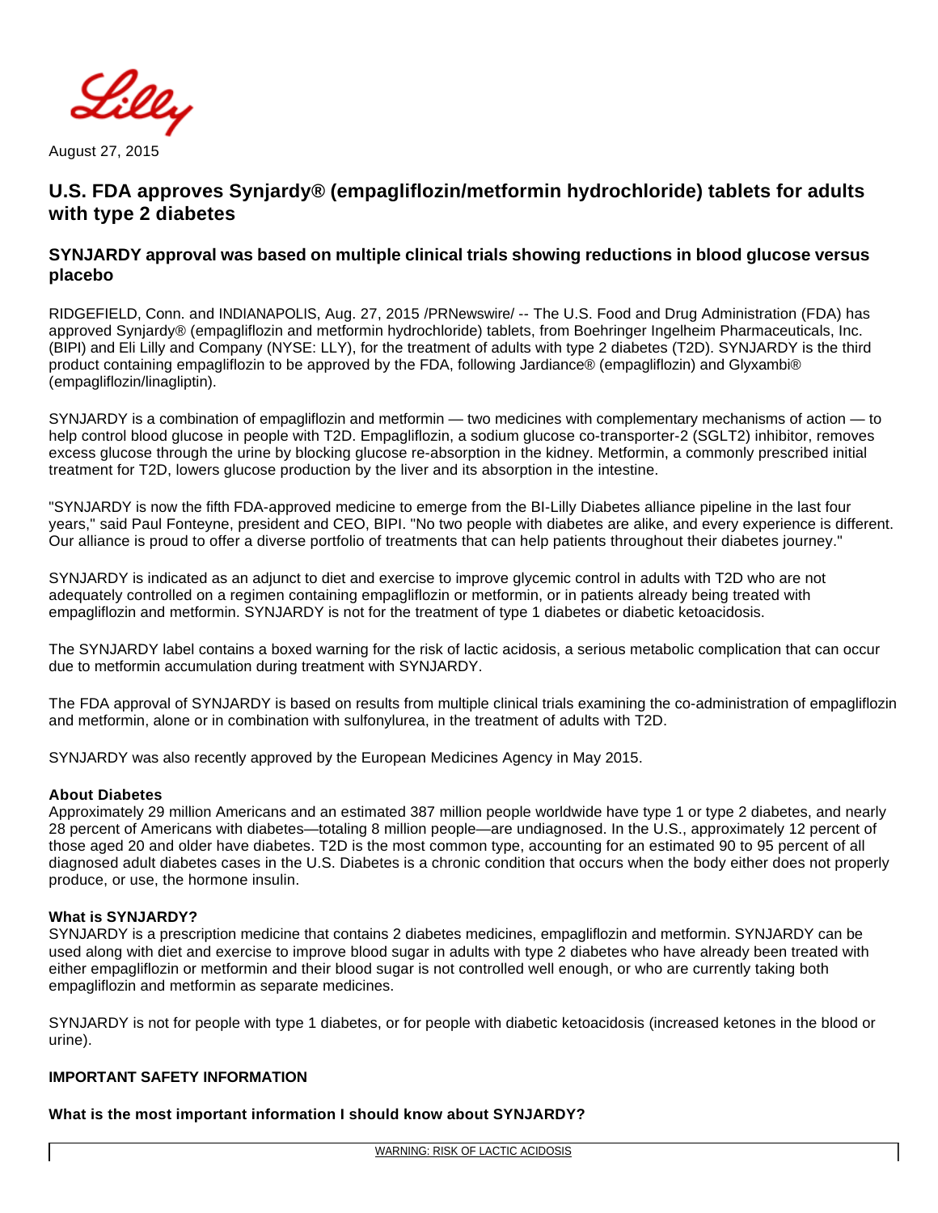August 27, 2015

# U.S. FDA approves Synjardy® (empagliflozin/metformin hydrochloride) tablets for adults with type 2 diabetes

## SYNJARDY approval was based on multiple clinical trials showing reductions in blood glucose versus placebo

RIDGEFIELD, Conn. and INDIANAPOLIS, Aug. 27, 2015 /PRNewswire/ -- The U.S. Food and Drug Administration (FDA) has approved Synjardy® (empagliflozin and metformin hydrochloride) tablets, from Boehringer Ingelheim Pharmaceuticals, Inc. (BIPI) and Eli Lilly and Company (NYSE: LLY), for the treatment of adults with type 2 diabetes (T2D). SYNJARDY is the third product containing empagliflozin to be approved by the FDA, following Jardiance® (empagliflozin) and Glyxambi® (empagliflozin/linagliptin).

SYNJARDY is a combination of empagliflozin and metformin — two medicines with complementary mechanisms of action — to help control blood glucose in people with T2D. Empagliflozin, a sodium glucose co-transporter-2 (SGLT2) inhibitor, removes excess glucose through the urine by blocking glucose re-absorption in the kidney. Metformin, a commonly prescribed initial treatment for T2D, lowers glucose production by the liver and its absorption in the intestine.

"SYNJARDY is now the fifth FDA-approved medicine to emerge from the BI-Lilly Diabetes alliance pipeline in the last four years," said Paul Fonteyne, president and CEO, BIPI. "No two people with diabetes are alike, and every experience is different. Our alliance is proud to offer a diverse portfolio of treatments that can help patients throughout their diabetes journey."

SYNJARDY is indicated as an adjunct to diet and exercise to improve glycemic control in adults with T2D who are not adequately controlled on a regimen containing empagliflozin or metformin, or in patients already being treated with empagliflozin and metformin. SYNJARDY is not for the treatment of type 1 diabetes or diabetic ketoacidosis.

The SYNJARDY label contains a boxed warning for the risk of lactic acidosis, a serious metabolic complication that can occur due to metformin accumulation during treatment with SYNJARDY.

The FDA approval of SYNJARDY is based on results from multiple clinical trials examining the co-administration of empagliflozin and metformin, alone or in combination with sulfonylurea, in the treatment of adults with T2D.

SYNJARDY was also recently approved by the European Medicines Agency in May 2015.

**About Diabetes**
Approximately 29 million Americans and an estimated 387 million people worldwide have type 1 or type 2 diabetes, and nearly 28 percent of Americans with diabetes—totaling 8 million people—are undiagnosed. In the U.S., approximately 12 percent of those aged 20 and older have diabetes. T2D is the most common type, accounting for an estimated 90 to 95 percent of all diagnosed adult diabetes cases in the U.S. Diabetes is a chronic condition that occurs when the body either does not properly produce, or use, the hormone insulin.

**What is SYNJARDY?**
SYNJARDY is a prescription medicine that contains 2 diabetes medicines, empagliflozin and metformin. SYNJARDY can be used along with diet and exercise to improve blood sugar in adults with type 2 diabetes who have already been treated with either empagliflozin or metformin and their blood sugar is not controlled well enough, or who are currently taking both empagliflozin and metformin as separate medicines.

SYNJARDY is not for people with type 1 diabetes, or for people with diabetic ketoacidosis (increased ketones in the blood or urine).

**IMPORTANT SAFETY INFORMATION**

**What is the most important information I should know about SYNJARDY?**

WARNING: RISK OF LACTIC ACIDOSIS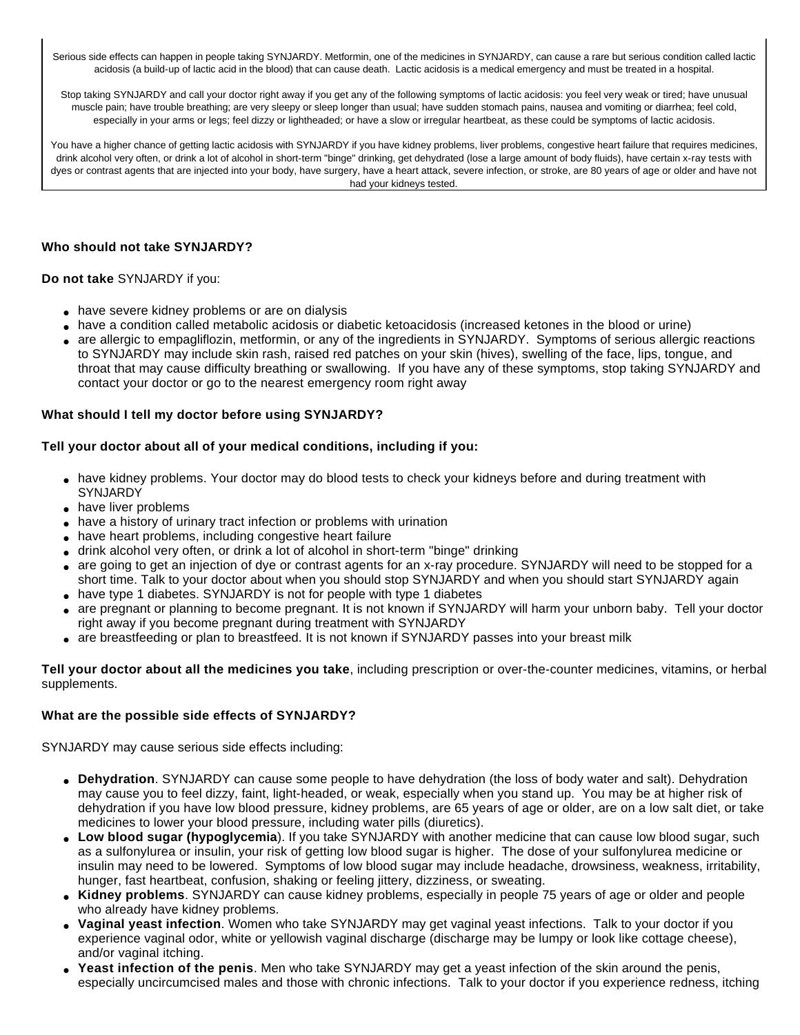Serious side effects can happen in people taking SYNJARDY. Metformin, one of the medicines in SYNJARDY, can cause a rare but serious condition called lactic acidosis (a build-up of lactic acid in the blood) that can cause death. Lactic acidosis is a medical emergency and must be treated in a hospital.

Stop taking SYNJARDY and call your doctor right away if you get any of the following symptoms of lactic acidosis: you feel very weak or tired; have unusual muscle pain; have trouble breathing; are very sleepy or sleep longer than usual; have sudden stomach pains, nausea and vomiting or diarrhea; feel cold, especially in your arms or legs; feel dizzy or lightheaded; or have a slow or irregular heartbeat, as these could be symptoms of lactic acidosis.

You have a higher chance of getting lactic acidosis with SYNJARDY if you have kidney problems, liver problems, congestive heart failure that requires medicines, drink alcohol very often, or drink a lot of alcohol in short-term "binge" drinking, get dehydrated (lose a large amount of body fluids), have certain x-ray tests with dyes or contrast agents that are injected into your body, have surgery, have a heart attack, severe infection, or stroke, are 80 years of age or older and have not had your kidneys tested.

**Who should not take SYNJARDY?**

**Do not take** SYNJARDY if you:

- have severe kidney problems or are on dialysis
- have a condition called metabolic acidosis or diabetic ketoacidosis (increased ketones in the blood or urine)
- are allergic to empagliflozin, metformin, or any of the ingredients in SYNJARDY. Symptoms of serious allergic reactions to SYNJARDY may include skin rash, raised red patches on your skin (hives), swelling of the face, lips, tongue, and throat that may cause difficulty breathing or swallowing. If you have any of these symptoms, stop taking SYNJARDY and contact your doctor or go to the nearest emergency room right away

**What should I tell my doctor before using SYNJARDY?**

**Tell your doctor about all of your medical conditions, including if you:**

- have kidney problems. Your doctor may do blood tests to check your kidneys before and during treatment with SYNJARDY
- have liver problems
- have a history of urinary tract infection or problems with urination
- have heart problems, including congestive heart failure
- drink alcohol very often, or drink a lot of alcohol in short-term "binge" drinking
- are going to get an injection of dye or contrast agents for an x-ray procedure. SYNJARDY will need to be stopped for a short time. Talk to your doctor about when you should stop SYNJARDY and when you should start SYNJARDY again
- have type 1 diabetes. SYNJARDY is not for people with type 1 diabetes
- are pregnant or planning to become pregnant. It is not known if SYNJARDY will harm your unborn baby. Tell your doctor right away if you become pregnant during treatment with SYNJARDY
- are breastfeeding or plan to breastfeed. It is not known if SYNJARDY passes into your breast milk

**Tell your doctor about all the medicines you take**, including prescription or over-the-counter medicines, vitamins, or herbal supplements.

**What are the possible side effects of SYNJARDY?**

SYNJARDY may cause serious side effects including:

- **Dehydration**. SYNJARDY can cause some people to have dehydration (the loss of body water and salt). Dehydration may cause you to feel dizzy, faint, light-headed, or weak, especially when you stand up. You may be at higher risk of dehydration if you have low blood pressure, kidney problems, are 65 years of age or older, are on a low salt diet, or take medicines to lower your blood pressure, including water pills (diuretics).
- **Low blood sugar (hypoglycemia)**. If you take SYNJARDY with another medicine that can cause low blood sugar, such as a sulfonylurea or insulin, your risk of getting low blood sugar is higher. The dose of your sulfonylurea medicine or insulin may need to be lowered. Symptoms of low blood sugar may include headache, drowsiness, weakness, irritability, hunger, fast heartbeat, confusion, shaking or feeling jittery, dizziness, or sweating.
- **Kidney problems**. SYNJARDY can cause kidney problems, especially in people 75 years of age or older and people who already have kidney problems.
- **Vaginal yeast infection**. Women who take SYNJARDY may get vaginal yeast infections. Talk to your doctor if you experience vaginal odor, white or yellowish vaginal discharge (discharge may be lumpy or look like cottage cheese), and/or vaginal itching.
- **Yeast infection of the penis**. Men who take SYNJARDY may get a yeast infection of the skin around the penis, especially uncircumcised males and those with chronic infections. Talk to your doctor if you experience redness, itching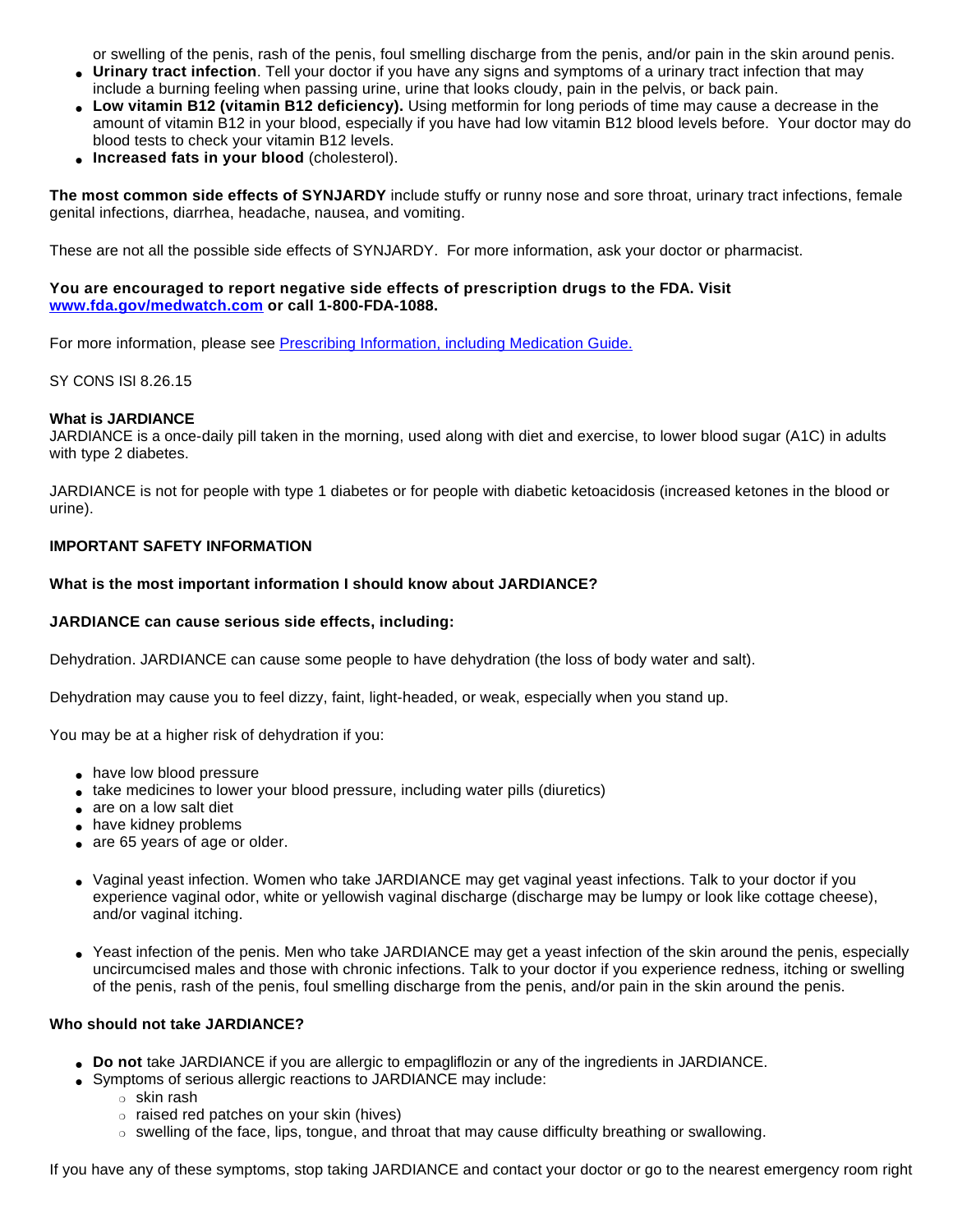or swelling of the penis, rash of the penis, foul smelling discharge from the penis, and/or pain in the skin around penis.

- **Urinary tract infection**. Tell your doctor if you have any signs and symptoms of a urinary tract infection that may include a burning feeling when passing urine, urine that looks cloudy, pain in the pelvis, or back pain.
- **Low vitamin B12 (vitamin B12 deficiency).** Using metformin for long periods of time may cause a decrease in the amount of vitamin B12 in your blood, especially if you have had low vitamin B12 blood levels before. Your doctor may do blood tests to check your vitamin B12 levels.
- **Increased fats in your blood** (cholesterol).

**The most common side effects of SYNJARDY** include stuffy or runny nose and sore throat, urinary tract infections, female genital infections, diarrhea, headache, nausea, and vomiting.

These are not all the possible side effects of SYNJARDY. For more information, ask your doctor or pharmacist.

**You are encouraged to report negative side effects of prescription drugs to the FDA. Visit [www.fda.gov/medwatch.com](www.fda.gov/medwatch.com) or call 1-800-FDA-1088.**

For more information, please see [Prescribing Information, including Medication Guide.]()

SY CONS ISI 8.26.15

**What is JARDIANCE**

JARDIANCE is a once-daily pill taken in the morning, used along with diet and exercise, to lower blood sugar (A1C) in adults with type 2 diabetes.

JARDIANCE is not for people with type 1 diabetes or for people with diabetic ketoacidosis (increased ketones in the blood or urine).

**IMPORTANT SAFETY INFORMATION**

**What is the most important information I should know about JARDIANCE?**

**JARDIANCE can cause serious side effects, including:**

Dehydration. JARDIANCE can cause some people to have dehydration (the loss of body water and salt).

Dehydration may cause you to feel dizzy, faint, light-headed, or weak, especially when you stand up.

You may be at a higher risk of dehydration if you:

- have low blood pressure
- take medicines to lower your blood pressure, including water pills (diuretics)
- are on a low salt diet
- have kidney problems
- are 65 years of age or older.

- Vaginal yeast infection. Women who take JARDIANCE may get vaginal yeast infections. Talk to your doctor if you experience vaginal odor, white or yellowish vaginal discharge (discharge may be lumpy or look like cottage cheese), and/or vaginal itching.

- Yeast infection of the penis. Men who take JARDIANCE may get a yeast infection of the skin around the penis, especially uncircumcised males and those with chronic infections. Talk to your doctor if you experience redness, itching or swelling of the penis, rash of the penis, foul smelling discharge from the penis, and/or pain in the skin around the penis.

**Who should not take JARDIANCE?**

- **Do not** take JARDIANCE if you are allergic to empagliflozin or any of the ingredients in JARDIANCE.
- Symptoms of serious allergic reactions to JARDIANCE may include:
  - skin rash
  - raised red patches on your skin (hives)
  - swelling of the face, lips, tongue, and throat that may cause difficulty breathing or swallowing.

If you have any of these symptoms, stop taking JARDIANCE and contact your doctor or go to the nearest emergency room right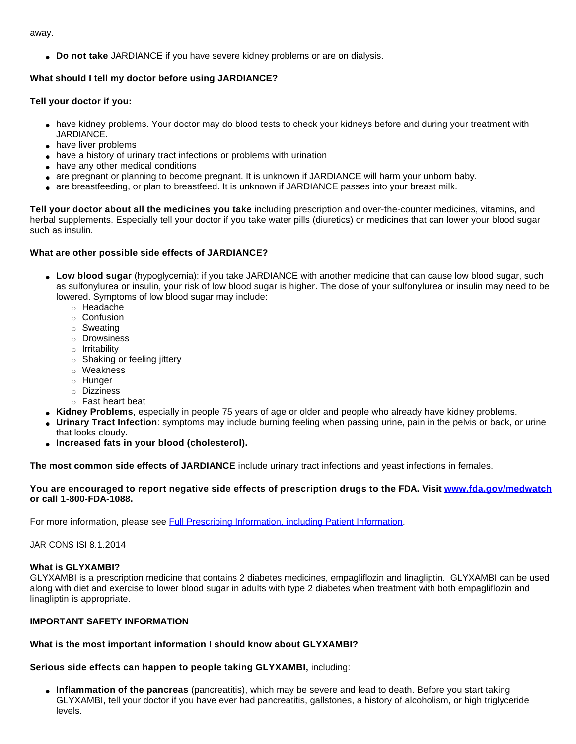away.

- **Do not take** JARDIANCE if you have severe kidney problems or are on dialysis.

**What should I tell my doctor before using JARDIANCE?**

**Tell your doctor if you:**

- have kidney problems. Your doctor may do blood tests to check your kidneys before and during your treatment with JARDIANCE.
- have liver problems
- have a history of urinary tract infections or problems with urination
- have any other medical conditions
- are pregnant or planning to become pregnant. It is unknown if JARDIANCE will harm your unborn baby.
- are breastfeeding, or plan to breastfeed. It is unknown if JARDIANCE passes into your breast milk.

**Tell your doctor about all the medicines you take** including prescription and over-the-counter medicines, vitamins, and herbal supplements. Especially tell your doctor if you take water pills (diuretics) or medicines that can lower your blood sugar such as insulin.

**What are other possible side effects of JARDIANCE?**

- **Low blood sugar** (hypoglycemia): if you take JARDIANCE with another medicine that can cause low blood sugar, such as sulfonylurea or insulin, your risk of low blood sugar is higher. The dose of your sulfonylurea or insulin may need to be lowered. Symptoms of low blood sugar may include:
    - Headache
    - Confusion
    - Sweating
    - Drowsiness
    - Irritability
    - Shaking or feeling jittery
    - Weakness
    - Hunger
    - Dizziness
    - Fast heart beat
- **Kidney Problems**, especially in people 75 years of age or older and people who already have kidney problems.
- **Urinary Tract Infection**: symptoms may include burning feeling when passing urine, pain in the pelvis or back, or urine that looks cloudy.
- **Increased fats in your blood (cholesterol).**

**The most common side effects of JARDIANCE** include urinary tract infections and yeast infections in females.

**You are encouraged to report negative side effects of prescription drugs to the FDA. Visit [www.fda.gov/medwatch](www.fda.gov/medwatch) or call 1-800-FDA-1088.**

For more information, please see [Full Prescribing Information, including Patient Information](#).

JAR CONS ISI 8.1.2014

**What is GLYXAMBI?**
GLYXAMBI is a prescription medicine that contains 2 diabetes medicines, empagliflozin and linagliptin. GLYXAMBI can be used along with diet and exercise to lower blood sugar in adults with type 2 diabetes when treatment with both empagliflozin and linagliptin is appropriate.

**IMPORTANT SAFETY INFORMATION**

**What is the most important information I should know about GLYXAMBI?**

**Serious side effects can happen to people taking GLYXAMBI,** including:

- **Inflammation of the pancreas** (pancreatitis), which may be severe and lead to death. Before you start taking GLYXAMBI, tell your doctor if you have ever had pancreatitis, gallstones, a history of alcoholism, or high triglyceride levels.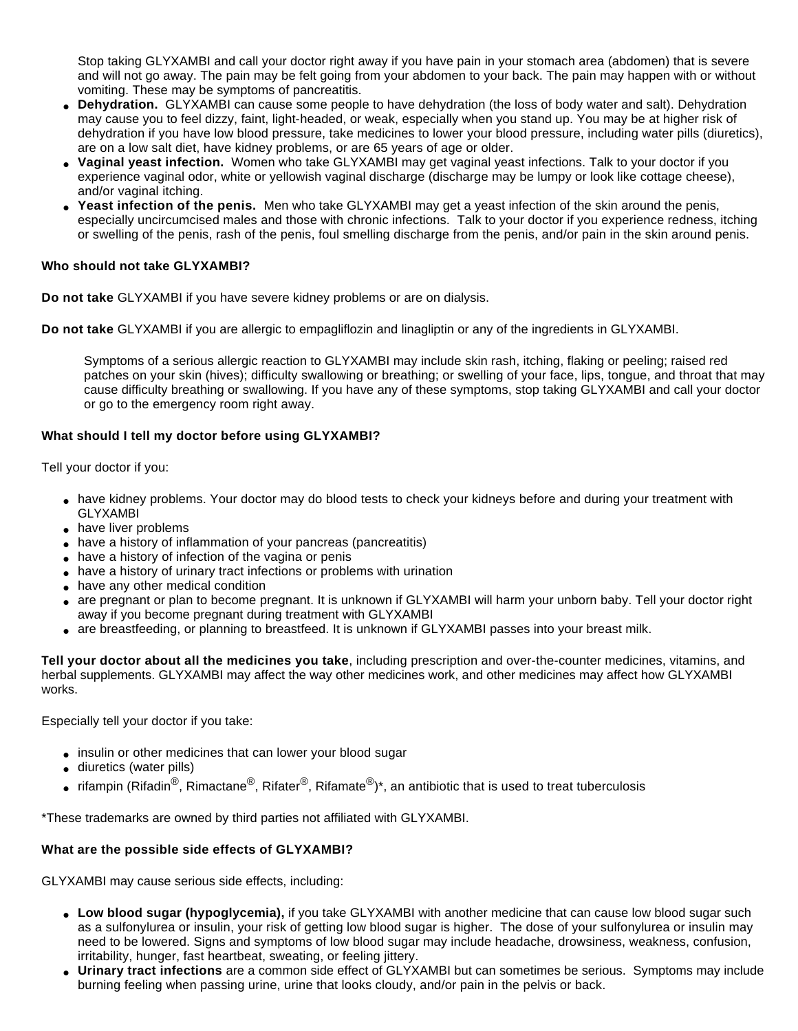Stop taking GLYXAMBI and call your doctor right away if you have pain in your stomach area (abdomen) that is severe and will not go away. The pain may be felt going from your abdomen to your back. The pain may happen with or without vomiting. These may be symptoms of pancreatitis.

- **Dehydration.** GLYXAMBI can cause some people to have dehydration (the loss of body water and salt). Dehydration may cause you to feel dizzy, faint, light-headed, or weak, especially when you stand up. You may be at higher risk of dehydration if you have low blood pressure, take medicines to lower your blood pressure, including water pills (diuretics), are on a low salt diet, have kidney problems, or are 65 years of age or older.
- **Vaginal yeast infection.** Women who take GLYXAMBI may get vaginal yeast infections. Talk to your doctor if you experience vaginal odor, white or yellowish vaginal discharge (discharge may be lumpy or look like cottage cheese), and/or vaginal itching.
- **Yeast infection of the penis.** Men who take GLYXAMBI may get a yeast infection of the skin around the penis, especially uncircumcised males and those with chronic infections. Talk to your doctor if you experience redness, itching or swelling of the penis, rash of the penis, foul smelling discharge from the penis, and/or pain in the skin around penis.

**Who should not take GLYXAMBI?**

**Do not take** GLYXAMBI if you have severe kidney problems or are on dialysis.

**Do not take** GLYXAMBI if you are allergic to empagliflozin and linagliptin or any of the ingredients in GLYXAMBI.

Symptoms of a serious allergic reaction to GLYXAMBI may include skin rash, itching, flaking or peeling; raised red patches on your skin (hives); difficulty swallowing or breathing; or swelling of your face, lips, tongue, and throat that may cause difficulty breathing or swallowing. If you have any of these symptoms, stop taking GLYXAMBI and call your doctor or go to the emergency room right away.

**What should I tell my doctor before using GLYXAMBI?**

Tell your doctor if you:

- have kidney problems. Your doctor may do blood tests to check your kidneys before and during your treatment with GLYXAMBI
- have liver problems
- have a history of inflammation of your pancreas (pancreatitis)
- have a history of infection of the vagina or penis
- have a history of urinary tract infections or problems with urination
- have any other medical condition
- are pregnant or plan to become pregnant. It is unknown if GLYXAMBI will harm your unborn baby. Tell your doctor right away if you become pregnant during treatment with GLYXAMBI
- are breastfeeding, or planning to breastfeed. It is unknown if GLYXAMBI passes into your breast milk.

**Tell your doctor about all the medicines you take**, including prescription and over-the-counter medicines, vitamins, and herbal supplements. GLYXAMBI may affect the way other medicines work, and other medicines may affect how GLYXAMBI works.

Especially tell your doctor if you take:

- insulin or other medicines that can lower your blood sugar
- diuretics (water pills)
- rifampin (Rifadin®, Rimactane®, Rifater®, Rifamate®)*, an antibiotic that is used to treat tuberculosis

*These trademarks are owned by third parties not affiliated with GLYXAMBI.

**What are the possible side effects of GLYXAMBI?**

GLYXAMBI may cause serious side effects, including:

- **Low blood sugar (hypoglycemia),** if you take GLYXAMBI with another medicine that can cause low blood sugar such as a sulfonylurea or insulin, your risk of getting low blood sugar is higher. The dose of your sulfonylurea or insulin may need to be lowered. Signs and symptoms of low blood sugar may include headache, drowsiness, weakness, confusion, irritability, hunger, fast heartbeat, sweating, or feeling jittery.
- **Urinary tract infections** are a common side effect of GLYXAMBI but can sometimes be serious. Symptoms may include burning feeling when passing urine, urine that looks cloudy, and/or pain in the pelvis or back.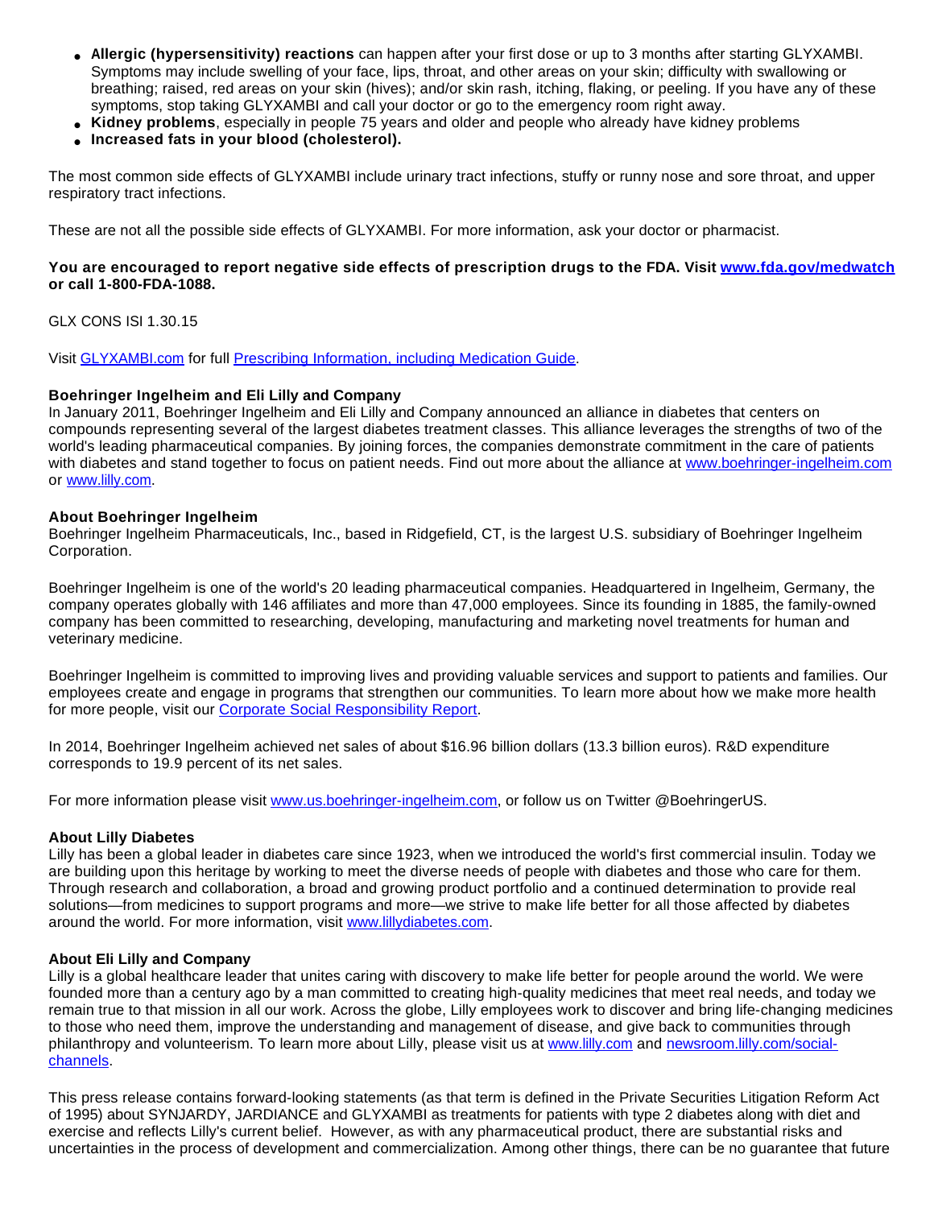- **Allergic (hypersensitivity) reactions** can happen after your first dose or up to 3 months after starting GLYXAMBI. Symptoms may include swelling of your face, lips, throat, and other areas on your skin; difficulty with swallowing or breathing; raised, red areas on your skin (hives); and/or skin rash, itching, flaking, or peeling. If you have any of these symptoms, stop taking GLYXAMBI and call your doctor or go to the emergency room right away.
- **Kidney problems**, especially in people 75 years and older and people who already have kidney problems
- **Increased fats in your blood (cholesterol).**

The most common side effects of GLYXAMBI include urinary tract infections, stuffy or runny nose and sore throat, and upper respiratory tract infections.

These are not all the possible side effects of GLYXAMBI. For more information, ask your doctor or pharmacist.

**You are encouraged to report negative side effects of prescription drugs to the FDA. Visit www.fda.gov/medwatch or call 1-800-FDA-1088.**

GLX CONS ISI 1.30.15

Visit GLYXAMBI.com for full Prescribing Information, including Medication Guide.

**Boehringer Ingelheim and Eli Lilly and Company**
In January 2011, Boehringer Ingelheim and Eli Lilly and Company announced an alliance in diabetes that centers on compounds representing several of the largest diabetes treatment classes. This alliance leverages the strengths of two of the world's leading pharmaceutical companies. By joining forces, the companies demonstrate commitment in the care of patients with diabetes and stand together to focus on patient needs. Find out more about the alliance at www.boehringer-ingelheim.com or www.lilly.com.

**About Boehringer Ingelheim**
Boehringer Ingelheim Pharmaceuticals, Inc., based in Ridgefield, CT, is the largest U.S. subsidiary of Boehringer Ingelheim Corporation.

Boehringer Ingelheim is one of the world's 20 leading pharmaceutical companies. Headquartered in Ingelheim, Germany, the company operates globally with 146 affiliates and more than 47,000 employees. Since its founding in 1885, the family-owned company has been committed to researching, developing, manufacturing and marketing novel treatments for human and veterinary medicine.

Boehringer Ingelheim is committed to improving lives and providing valuable services and support to patients and families. Our employees create and engage in programs that strengthen our communities. To learn more about how we make more health for more people, visit our Corporate Social Responsibility Report.

In 2014, Boehringer Ingelheim achieved net sales of about $16.96 billion dollars (13.3 billion euros). R&D expenditure corresponds to 19.9 percent of its net sales.

For more information please visit www.us.boehringer-ingelheim.com, or follow us on Twitter @BoehringerUS.

**About Lilly Diabetes**
Lilly has been a global leader in diabetes care since 1923, when we introduced the world's first commercial insulin. Today we are building upon this heritage by working to meet the diverse needs of people with diabetes and those who care for them. Through research and collaboration, a broad and growing product portfolio and a continued determination to provide real solutions—from medicines to support programs and more—we strive to make life better for all those affected by diabetes around the world. For more information, visit www.lillydiabetes.com.

**About Eli Lilly and Company**
Lilly is a global healthcare leader that unites caring with discovery to make life better for people around the world. We were founded more than a century ago by a man committed to creating high-quality medicines that meet real needs, and today we remain true to that mission in all our work. Across the globe, Lilly employees work to discover and bring life-changing medicines to those who need them, improve the understanding and management of disease, and give back to communities through philanthropy and volunteerism. To learn more about Lilly, please visit us at www.lilly.com and newsroom.lilly.com/social-channels.

This press release contains forward-looking statements (as that term is defined in the Private Securities Litigation Reform Act of 1995) about SYNJARDY, JARDIANCE and GLYXAMBI as treatments for patients with type 2 diabetes along with diet and exercise and reflects Lilly's current belief. However, as with any pharmaceutical product, there are substantial risks and uncertainties in the process of development and commercialization. Among other things, there can be no guarantee that future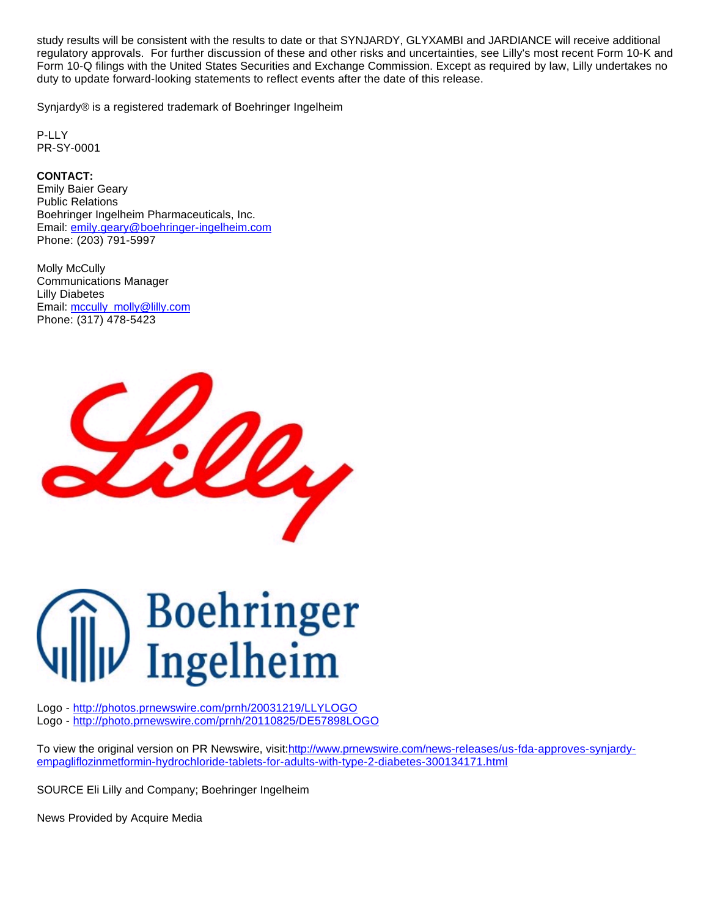study results will be consistent with the results to date or that SYNJARDY, GLYXAMBI and JARDIANCE will receive additional regulatory approvals. For further discussion of these and other risks and uncertainties, see Lilly's most recent Form 10-K and Form 10-Q filings with the United States Securities and Exchange Commission. Except as required by law, Lilly undertakes no duty to update forward-looking statements to reflect events after the date of this release.

Synjardy® is a registered trademark of Boehringer Ingelheim

P-LLY
PR-SY-0001

**CONTACT:**
Emily Baier Geary
Public Relations
Boehringer Ingelheim Pharmaceuticals, Inc.
Email: emily.geary@boehringer-ingelheim.com
Phone: (203) 791-5997

Molly McCully
Communications Manager
Lilly Diabetes
Email: mccully_molly@lilly.com
Phone: (317) 478-5423

Logo - http://photos.prnewswire.com/prnh/20031219/LLYLOGO
Logo - http://photo.prnewswire.com/prnh/20110825/DE57898LOGO

To view the original version on PR Newswire, visit:http://www.prnewswire.com/news-releases/us-fda-approves-synjardy-empagliflozinmetformin-hydrochloride-tablets-for-adults-with-type-2-diabetes-300134171.html

SOURCE Eli Lilly and Company; Boehringer Ingelheim

News Provided by Acquire Media